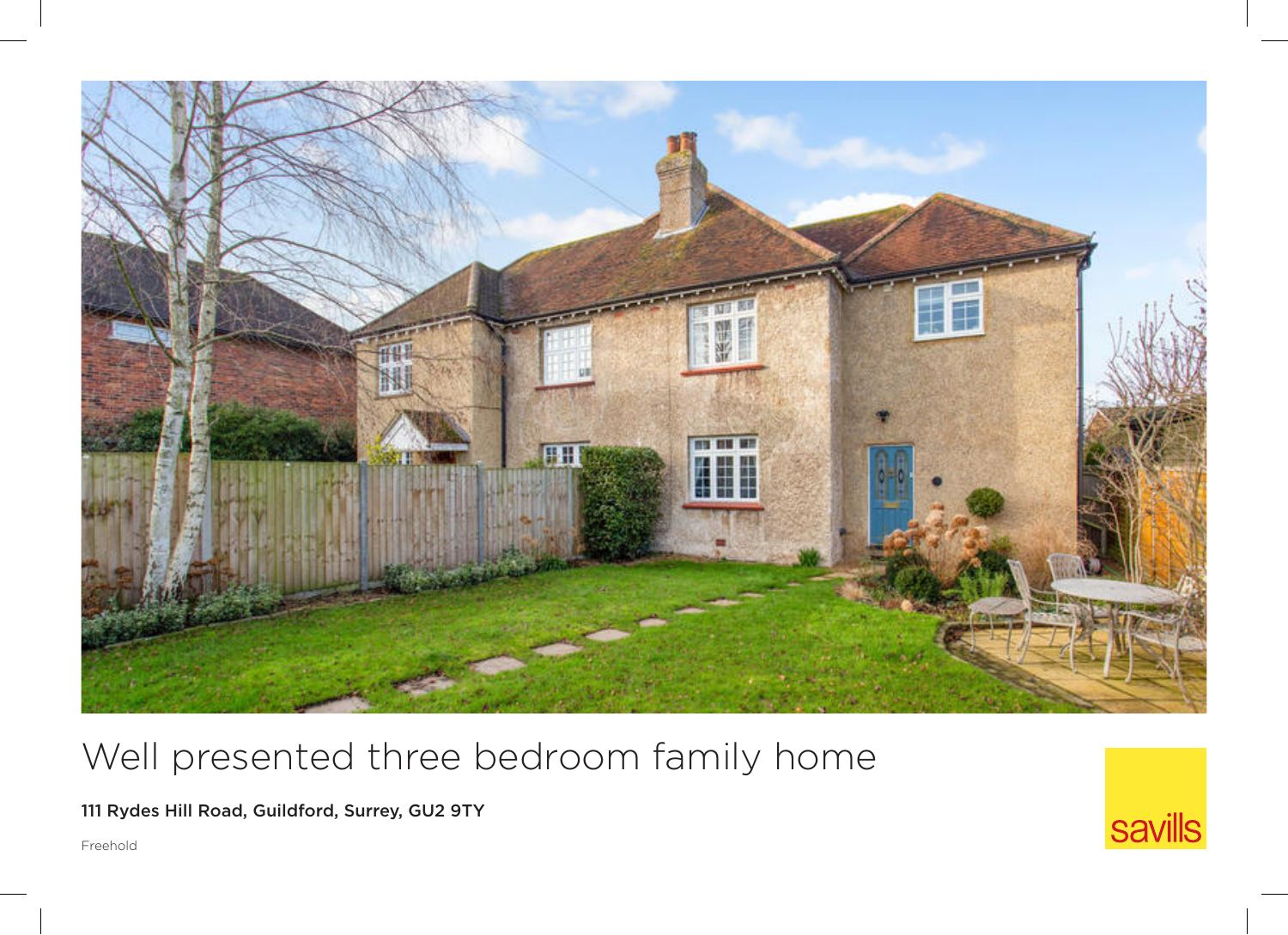# Well presented three bedroom family home

**111 Rydes Hill Road, Guildford, Surrey, GU2 9TY**

Freehold

savills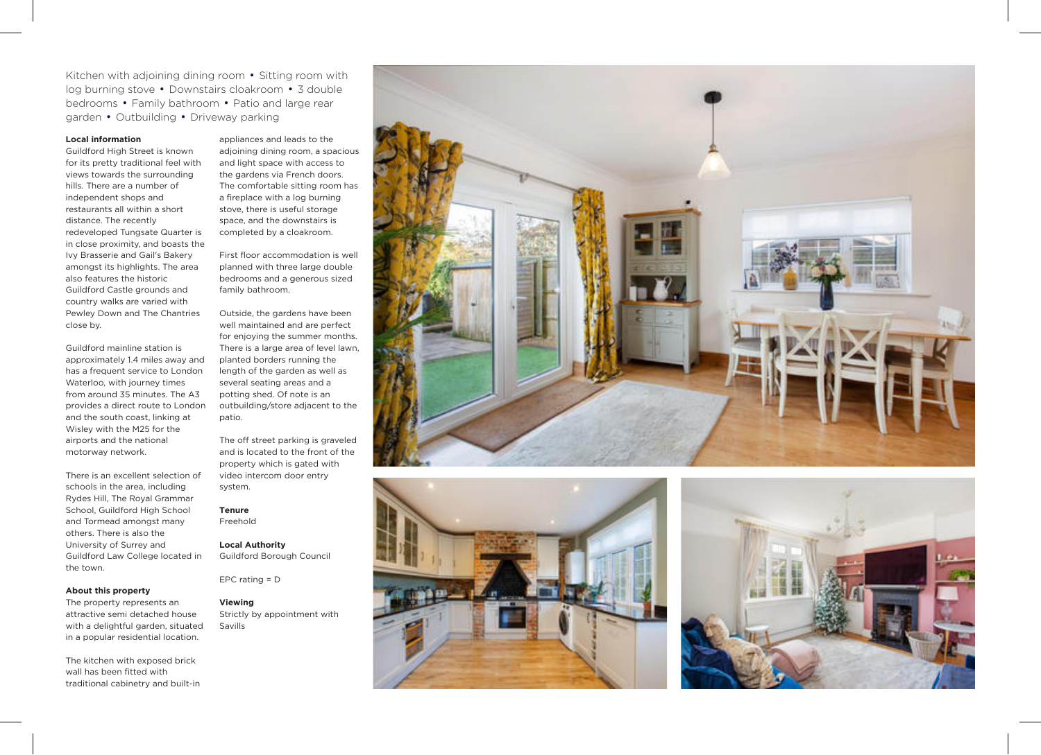Kitchen with adjoining dining room • Sitting room with log burning stove • Downstairs cloakroom • 3 double bedrooms • Family bathroom • Patio and large rear garden • Outbuilding • Driveway parking

**Local information**

Guildford High Street is known for its pretty traditional feel with views towards the surrounding hills. There are a number of independent shops and restaurants all within a short distance. The recently redeveloped Tungsate Quarter is in close proximity, and boasts the Ivy Brasserie and Gail's Bakery amongst its highlights. The area also features the historic Guildford Castle grounds and country walks are varied with Pewley Down and The Chantries close by.

Guildford mainline station is approximately 1.4 miles away and has a frequent service to London Waterloo, with journey times from around 35 minutes. The A3 provides a direct route to London and the south coast, linking at Wisley with the M25 for the airports and the national motorway network.

There is an excellent selection of schools in the area, including Rydes Hill, The Royal Grammar School, Guildford High School and Tormead amongst many others. There is also the University of Surrey and Guildford Law College located in the town.

**About this property**

The property represents an attractive semi detached house with a delightful garden, situated in a popular residential location.

The kitchen with exposed brick wall has been fitted with traditional cabinetry and built-in appliances and leads to the adjoining dining room, a spacious and light space with access to the gardens via French doors. The comfortable sitting room has a fireplace with a log burning stove, there is useful storage space, and the downstairs is completed by a cloakroom.

First floor accommodation is well planned with three large double bedrooms and a generous sized family bathroom.

Outside, the gardens have been well maintained and are perfect for enjoying the summer months. There is a large area of level lawn, planted borders running the length of the garden as well as several seating areas and a potting shed. Of note is an outbuilding/store adjacent to the patio.

The off street parking is graveled and is located to the front of the property which is gated with video intercom door entry system.

**Tenure**

Freehold

**Local Authority**

Guildford Borough Council

EPC rating = D

**Viewing**

Strictly by appointment with Savills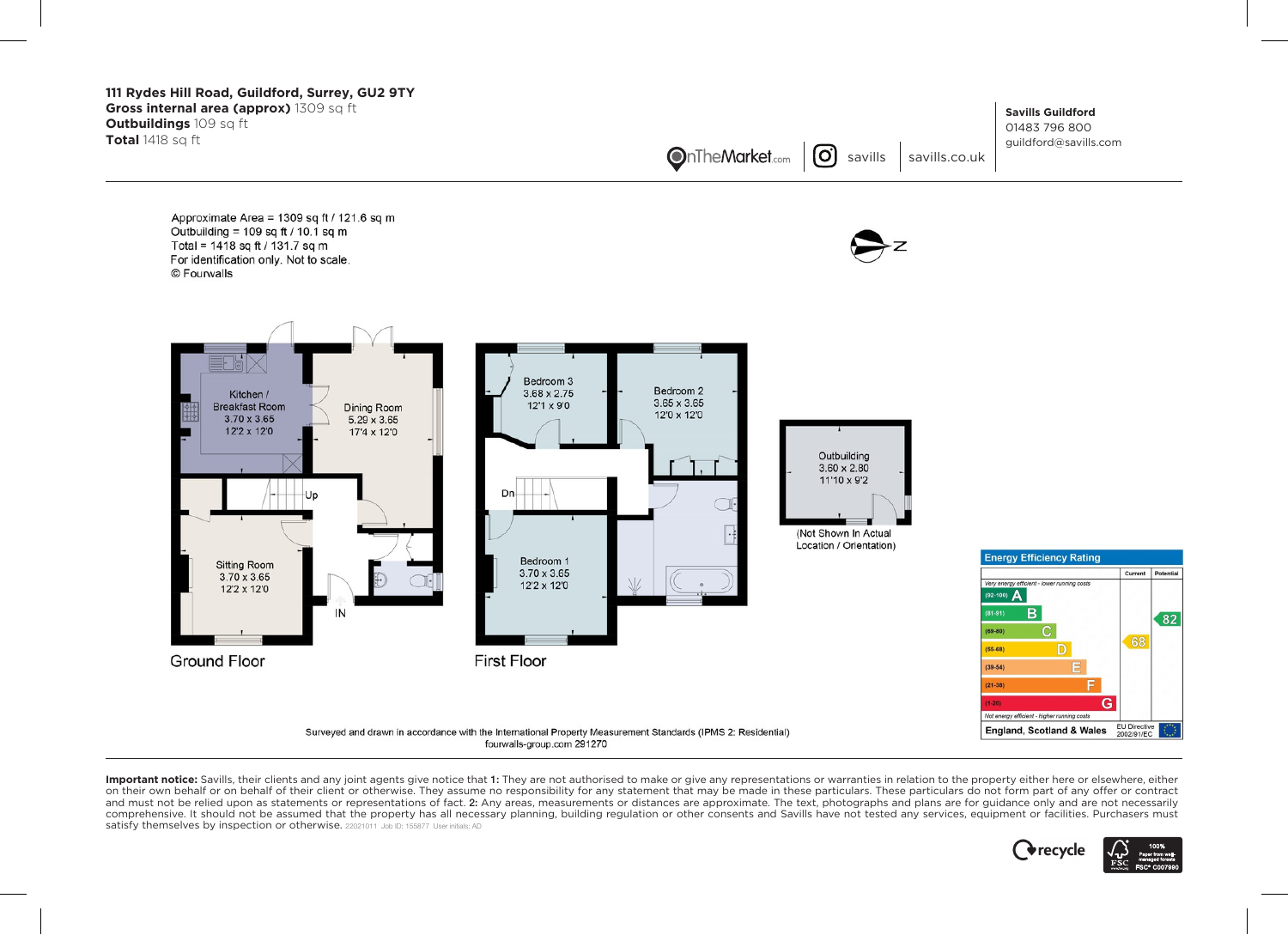**111 Rydes Hill Road, Guildford, Surrey, GU2 9TY**
**Gross internal area (approx)** 1309 sq ft
**Outbuildings** 109 sq ft
**Total** 1418 sq ft

OnTheMarket.com | savills | savills.co.uk

**Savills Guildford**
01483 796 800
guildford@savills.com

Approximate Area = 1309 sq ft / 121.6 sq m
Outbuilding = 109 sq ft / 10.1 sq m
Total = 1418 sq ft / 131.7 sq m
For identification only. Not to scale.
© Fourwalls

N

Kitchen / Breakfast Room
3.70 x 3.65
12'2 x 12'0

Dining Room
5.29 x 3.65
17'4 x 12'0

Up

Sitting Room
3.70 x 3.65
12'2 x 12'0

IN

Ground Floor

Bedroom 3
3.68 x 2.75
12'1 x 9'0

Bedroom 2
3.65 x 3.65
12'0 x 12'0

Dn

Bedroom 1
3.70 x 3.65
12'2 x 12'0

First Floor

Outbuilding
3.60 x 2.80
11'10 x 9'2

(Not Shown In Actual Location / Orientation)

Surveyed and drawn in accordance with the International Property Measurement Standards (IPMS 2: Residential)
fourwalls-group.com 291270

Energy Efficiency Rating
Current | Potential
Very energy efficient - lower running costs
(92-100) A
(81-91) B
(69-80) C
(55-68) D
(39-54) E
(21-38) F
(1-20) G
Not energy efficient - higher running costs
Current: 68
Potential: 82
England, Scotland & Wales
EU Directive 2002/91/EC

**Important notice:** Savills, their clients and any joint agents give notice that **1:** They are not authorised to make or give any representations or warranties in relation to the property either here or elsewhere, either on their own behalf or on behalf of their client or otherwise. They assume no responsibility for any statement that may be made in these particulars. These particulars do not form part of any offer or contract and must not be relied upon as statements or representations of fact. **2:** Any areas, measurements or distances are approximate. The text, photographs and plans are for guidance only and are not necessarily comprehensive. It should not be assumed that the property has all necessary planning, building regulation or other consents and Savills have not tested any services, equipment or facilities. Purchasers must satisfy themselves by inspection or otherwise. 22021011 Job ID: 155877 User initials: AD

recycle

FSC 100% Paper from well-managed forests FSC® C007990